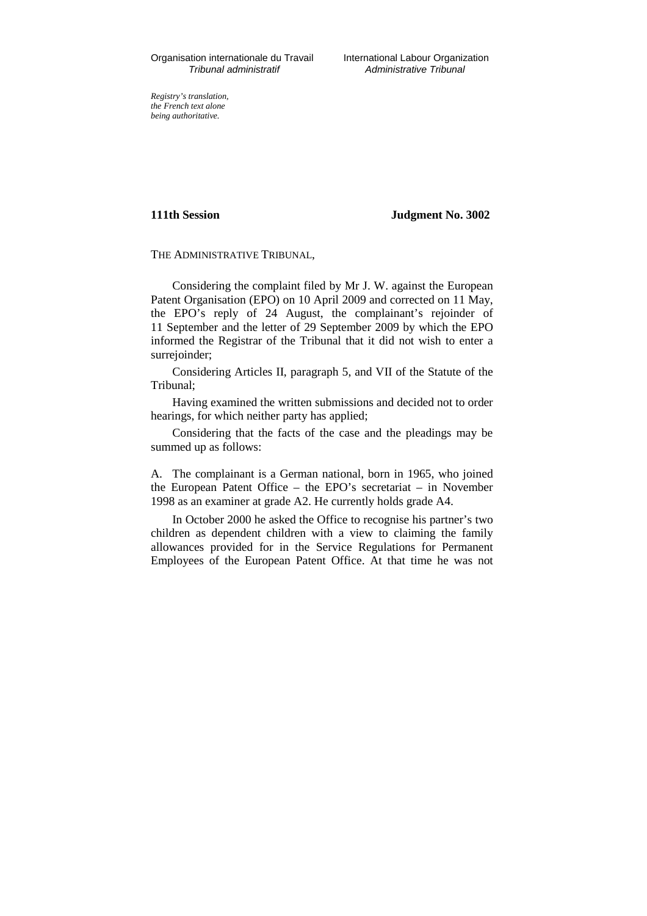Organisation internationale du Travail
*Tribunal administratif*

International Labour Organization
*Administrative Tribunal*

*Registry's translation, the French text alone being authoritative.*

**111th Session** **Judgment No. 3002**

THE ADMINISTRATIVE TRIBUNAL,

Considering the complaint filed by Mr J. W. against the European Patent Organisation (EPO) on 10 April 2009 and corrected on 11 May, the EPO's reply of 24 August, the complainant's rejoinder of 11 September and the letter of 29 September 2009 by which the EPO informed the Registrar of the Tribunal that it did not wish to enter a surrejoinder;

Considering Articles II, paragraph 5, and VII of the Statute of the Tribunal;

Having examined the written submissions and decided not to order hearings, for which neither party has applied;

Considering that the facts of the case and the pleadings may be summed up as follows:

A. The complainant is a German national, born in 1965, who joined the European Patent Office – the EPO's secretariat – in November 1998 as an examiner at grade A2. He currently holds grade A4.

In October 2000 he asked the Office to recognise his partner's two children as dependent children with a view to claiming the family allowances provided for in the Service Regulations for Permanent Employees of the European Patent Office. At that time he was not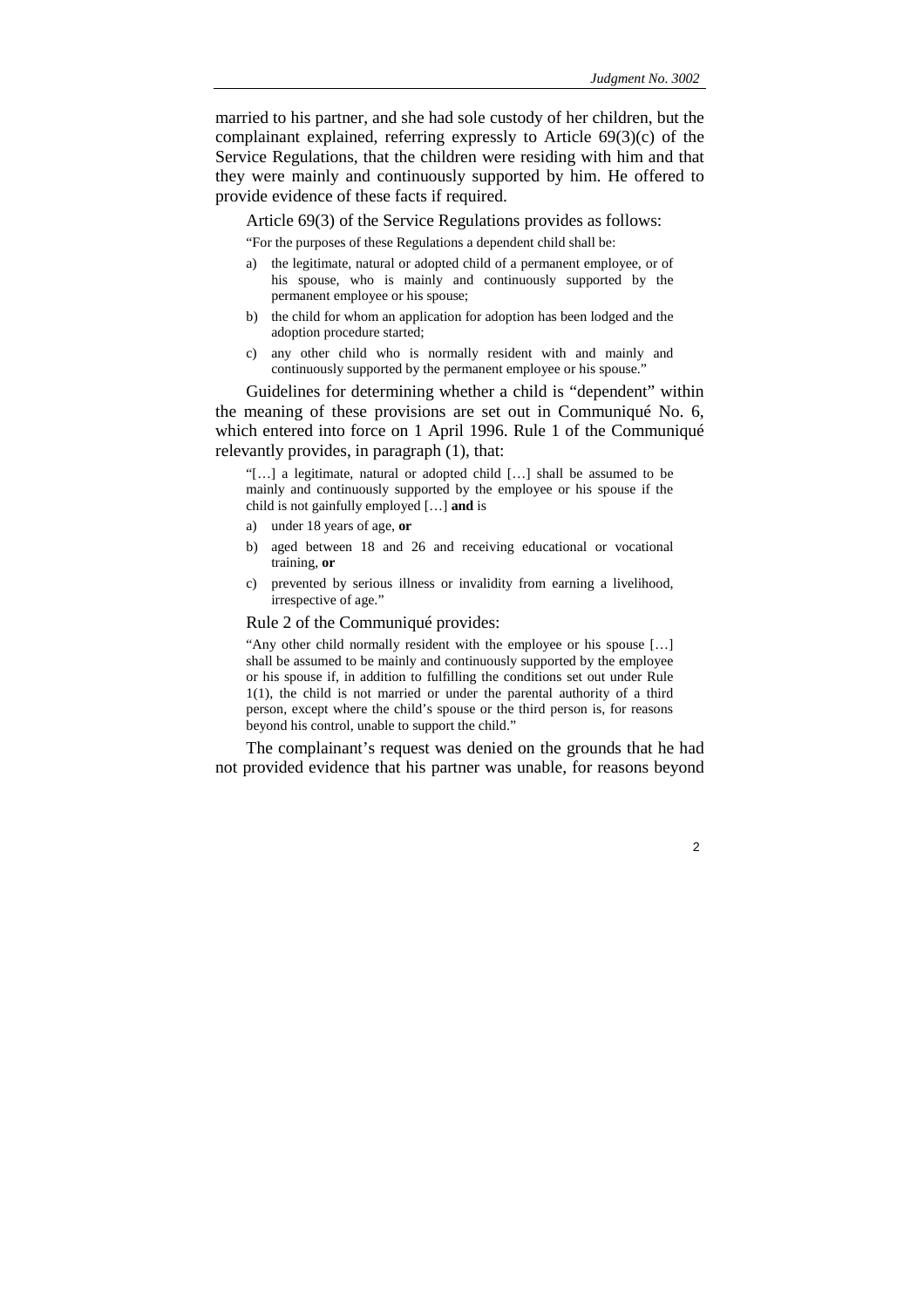married to his partner, and she had sole custody of her children, but the complainant explained, referring expressly to Article 69(3)(c) of the Service Regulations, that the children were residing with him and that they were mainly and continuously supported by him. He offered to provide evidence of these facts if required.

Article 69(3) of the Service Regulations provides as follows:

> "For the purposes of these Regulations a dependent child shall be:
>
> a) the legitimate, natural or adopted child of a permanent employee, or of his spouse, who is mainly and continuously supported by the permanent employee or his spouse;
>
> b) the child for whom an application for adoption has been lodged and the adoption procedure started;
>
> c) any other child who is normally resident with and mainly and continuously supported by the permanent employee or his spouse."

Guidelines for determining whether a child is "dependent" within the meaning of these provisions are set out in Communiqué No. 6, which entered into force on 1 April 1996. Rule 1 of the Communiqué relevantly provides, in paragraph (1), that:

> "[…] a legitimate, natural or adopted child […] shall be assumed to be mainly and continuously supported by the employee or his spouse if the child is not gainfully employed […] **and** is
>
> a) under 18 years of age, **or**
>
> b) aged between 18 and 26 and receiving educational or vocational training, **or**
>
> c) prevented by serious illness or invalidity from earning a livelihood, irrespective of age."

Rule 2 of the Communiqué provides:

> "Any other child normally resident with the employee or his spouse […] shall be assumed to be mainly and continuously supported by the employee or his spouse if, in addition to fulfilling the conditions set out under Rule 1(1), the child is not married or under the parental authority of a third person, except where the child's spouse or the third person is, for reasons beyond his control, unable to support the child."

The complainant's request was denied on the grounds that he had not provided evidence that his partner was unable, for reasons beyond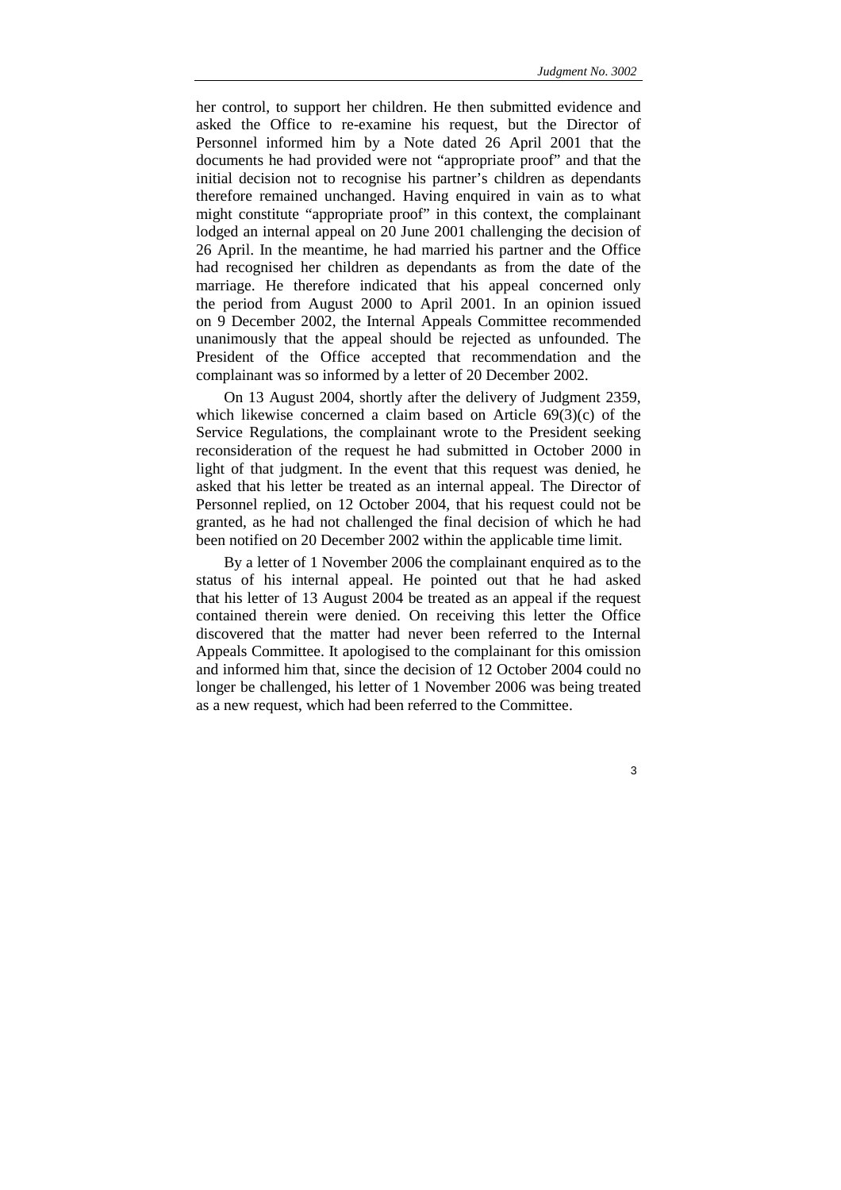her control, to support her children. He then submitted evidence and asked the Office to re-examine his request, but the Director of Personnel informed him by a Note dated 26 April 2001 that the documents he had provided were not "appropriate proof" and that the initial decision not to recognise his partner's children as dependants therefore remained unchanged. Having enquired in vain as to what might constitute "appropriate proof" in this context, the complainant lodged an internal appeal on 20 June 2001 challenging the decision of 26 April. In the meantime, he had married his partner and the Office had recognised her children as dependants as from the date of the marriage. He therefore indicated that his appeal concerned only the period from August 2000 to April 2001. In an opinion issued on 9 December 2002, the Internal Appeals Committee recommended unanimously that the appeal should be rejected as unfounded. The President of the Office accepted that recommendation and the complainant was so informed by a letter of 20 December 2002.

On 13 August 2004, shortly after the delivery of Judgment 2359, which likewise concerned a claim based on Article 69(3)(c) of the Service Regulations, the complainant wrote to the President seeking reconsideration of the request he had submitted in October 2000 in light of that judgment. In the event that this request was denied, he asked that his letter be treated as an internal appeal. The Director of Personnel replied, on 12 October 2004, that his request could not be granted, as he had not challenged the final decision of which he had been notified on 20 December 2002 within the applicable time limit.

By a letter of 1 November 2006 the complainant enquired as to the status of his internal appeal. He pointed out that he had asked that his letter of 13 August 2004 be treated as an appeal if the request contained therein were denied. On receiving this letter the Office discovered that the matter had never been referred to the Internal Appeals Committee. It apologised to the complainant for this omission and informed him that, since the decision of 12 October 2004 could no longer be challenged, his letter of 1 November 2006 was being treated as a new request, which had been referred to the Committee.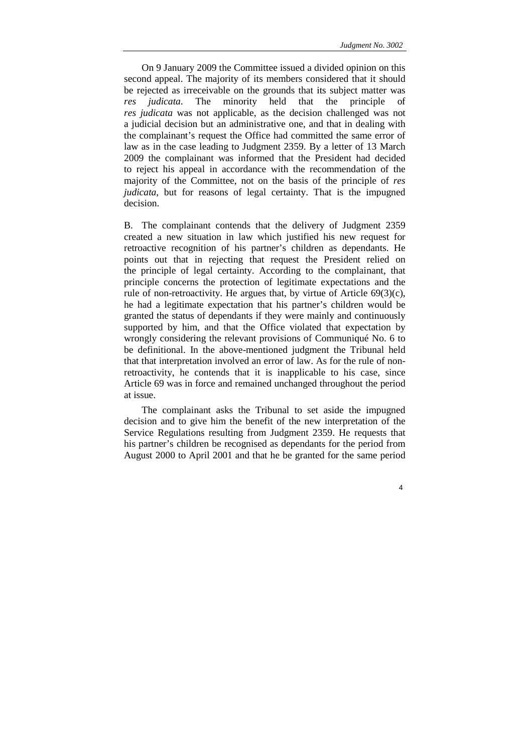On 9 January 2009 the Committee issued a divided opinion on this second appeal. The majority of its members considered that it should be rejected as irreceivable on the grounds that its subject matter was *res judicata*. The minority held that the principle of *res judicata* was not applicable, as the decision challenged was not a judicial decision but an administrative one, and that in dealing with the complainant's request the Office had committed the same error of law as in the case leading to Judgment 2359. By a letter of 13 March 2009 the complainant was informed that the President had decided to reject his appeal in accordance with the recommendation of the majority of the Committee, not on the basis of the principle of *res judicata*, but for reasons of legal certainty. That is the impugned decision.

B. The complainant contends that the delivery of Judgment 2359 created a new situation in law which justified his new request for retroactive recognition of his partner's children as dependants. He points out that in rejecting that request the President relied on the principle of legal certainty. According to the complainant, that principle concerns the protection of legitimate expectations and the rule of non-retroactivity. He argues that, by virtue of Article 69(3)(c), he had a legitimate expectation that his partner's children would be granted the status of dependants if they were mainly and continuously supported by him, and that the Office violated that expectation by wrongly considering the relevant provisions of Communiqué No. 6 to be definitional. In the above-mentioned judgment the Tribunal held that that interpretation involved an error of law. As for the rule of non-retroactivity, he contends that it is inapplicable to his case, since Article 69 was in force and remained unchanged throughout the period at issue.

The complainant asks the Tribunal to set aside the impugned decision and to give him the benefit of the new interpretation of the Service Regulations resulting from Judgment 2359. He requests that his partner's children be recognised as dependants for the period from August 2000 to April 2001 and that he be granted for the same period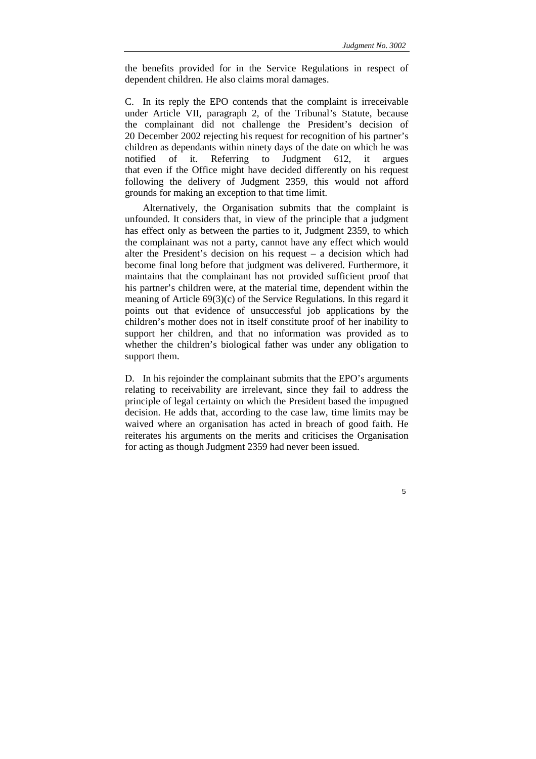the benefits provided for in the Service Regulations in respect of dependent children. He also claims moral damages.

C. In its reply the EPO contends that the complaint is irreceivable under Article VII, paragraph 2, of the Tribunal's Statute, because the complainant did not challenge the President's decision of 20 December 2002 rejecting his request for recognition of his partner's children as dependants within ninety days of the date on which he was notified of it. Referring to Judgment 612, it argues that even if the Office might have decided differently on his request following the delivery of Judgment 2359, this would not afford grounds for making an exception to that time limit.

Alternatively, the Organisation submits that the complaint is unfounded. It considers that, in view of the principle that a judgment has effect only as between the parties to it, Judgment 2359, to which the complainant was not a party, cannot have any effect which would alter the President's decision on his request – a decision which had become final long before that judgment was delivered. Furthermore, it maintains that the complainant has not provided sufficient proof that his partner's children were, at the material time, dependent within the meaning of Article 69(3)(c) of the Service Regulations. In this regard it points out that evidence of unsuccessful job applications by the children's mother does not in itself constitute proof of her inability to support her children, and that no information was provided as to whether the children's biological father was under any obligation to support them.

D. In his rejoinder the complainant submits that the EPO's arguments relating to receivability are irrelevant, since they fail to address the principle of legal certainty on which the President based the impugned decision. He adds that, according to the case law, time limits may be waived where an organisation has acted in breach of good faith. He reiterates his arguments on the merits and criticises the Organisation for acting as though Judgment 2359 had never been issued.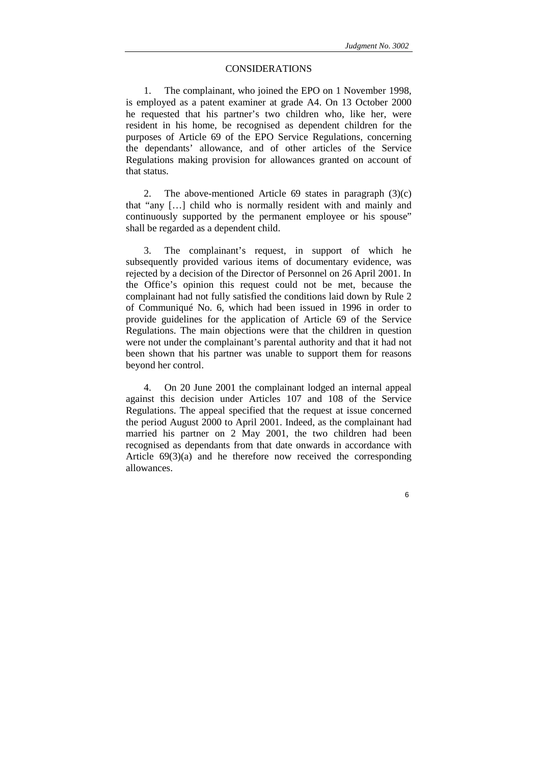## CONSIDERATIONS

1. The complainant, who joined the EPO on 1 November 1998, is employed as a patent examiner at grade A4. On 13 October 2000 he requested that his partner's two children who, like her, were resident in his home, be recognised as dependent children for the purposes of Article 69 of the EPO Service Regulations, concerning the dependants' allowance, and of other articles of the Service Regulations making provision for allowances granted on account of that status.

2. The above-mentioned Article 69 states in paragraph (3)(c) that "any […] child who is normally resident with and mainly and continuously supported by the permanent employee or his spouse" shall be regarded as a dependent child.

3. The complainant's request, in support of which he subsequently provided various items of documentary evidence, was rejected by a decision of the Director of Personnel on 26 April 2001. In the Office's opinion this request could not be met, because the complainant had not fully satisfied the conditions laid down by Rule 2 of Communiqué No. 6, which had been issued in 1996 in order to provide guidelines for the application of Article 69 of the Service Regulations. The main objections were that the children in question were not under the complainant's parental authority and that it had not been shown that his partner was unable to support them for reasons beyond her control.

4. On 20 June 2001 the complainant lodged an internal appeal against this decision under Articles 107 and 108 of the Service Regulations. The appeal specified that the request at issue concerned the period August 2000 to April 2001. Indeed, as the complainant had married his partner on 2 May 2001, the two children had been recognised as dependants from that date onwards in accordance with Article 69(3)(a) and he therefore now received the corresponding allowances.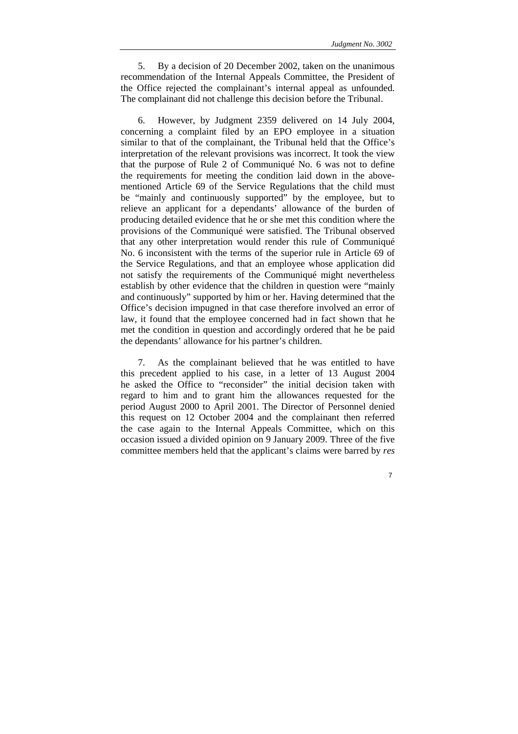5. By a decision of 20 December 2002, taken on the unanimous recommendation of the Internal Appeals Committee, the President of the Office rejected the complainant's internal appeal as unfounded. The complainant did not challenge this decision before the Tribunal.

6. However, by Judgment 2359 delivered on 14 July 2004, concerning a complaint filed by an EPO employee in a situation similar to that of the complainant, the Tribunal held that the Office's interpretation of the relevant provisions was incorrect. It took the view that the purpose of Rule 2 of Communiqué No. 6 was not to define the requirements for meeting the condition laid down in the above-mentioned Article 69 of the Service Regulations that the child must be "mainly and continuously supported" by the employee, but to relieve an applicant for a dependants' allowance of the burden of producing detailed evidence that he or she met this condition where the provisions of the Communiqué were satisfied. The Tribunal observed that any other interpretation would render this rule of Communiqué No. 6 inconsistent with the terms of the superior rule in Article 69 of the Service Regulations, and that an employee whose application did not satisfy the requirements of the Communiqué might nevertheless establish by other evidence that the children in question were "mainly and continuously" supported by him or her. Having determined that the Office's decision impugned in that case therefore involved an error of law, it found that the employee concerned had in fact shown that he met the condition in question and accordingly ordered that he be paid the dependants' allowance for his partner's children.

7. As the complainant believed that he was entitled to have this precedent applied to his case, in a letter of 13 August 2004 he asked the Office to "reconsider" the initial decision taken with regard to him and to grant him the allowances requested for the period August 2000 to April 2001. The Director of Personnel denied this request on 12 October 2004 and the complainant then referred the case again to the Internal Appeals Committee, which on this occasion issued a divided opinion on 9 January 2009. Three of the five committee members held that the applicant's claims were barred by *res*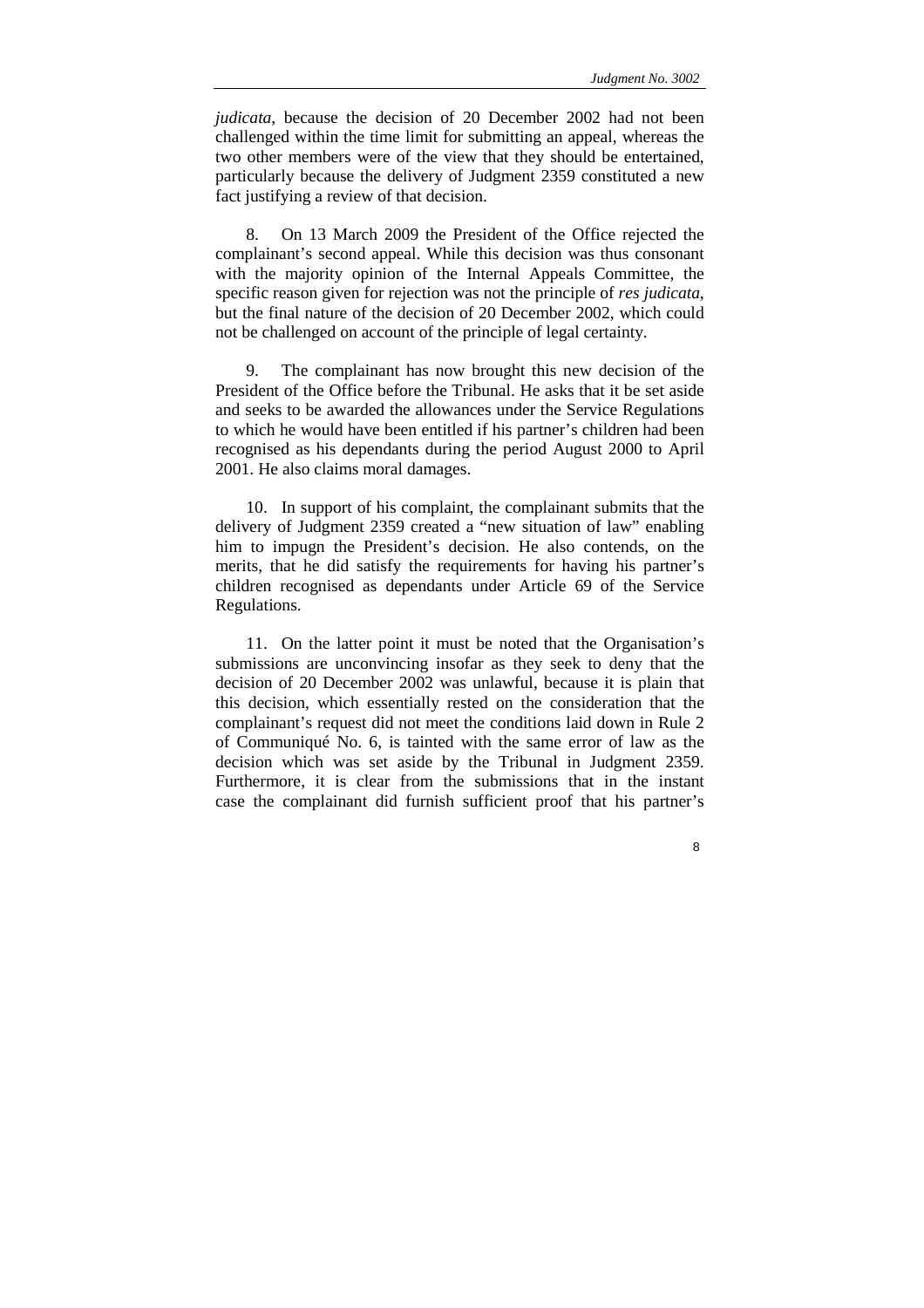*judicata*, because the decision of 20 December 2002 had not been challenged within the time limit for submitting an appeal, whereas the two other members were of the view that they should be entertained, particularly because the delivery of Judgment 2359 constituted a new fact justifying a review of that decision.

8. On 13 March 2009 the President of the Office rejected the complainant's second appeal. While this decision was thus consonant with the majority opinion of the Internal Appeals Committee, the specific reason given for rejection was not the principle of *res judicata*, but the final nature of the decision of 20 December 2002, which could not be challenged on account of the principle of legal certainty.

9. The complainant has now brought this new decision of the President of the Office before the Tribunal. He asks that it be set aside and seeks to be awarded the allowances under the Service Regulations to which he would have been entitled if his partner's children had been recognised as his dependants during the period August 2000 to April 2001. He also claims moral damages.

10. In support of his complaint, the complainant submits that the delivery of Judgment 2359 created a "new situation of law" enabling him to impugn the President's decision. He also contends, on the merits, that he did satisfy the requirements for having his partner's children recognised as dependants under Article 69 of the Service Regulations.

11. On the latter point it must be noted that the Organisation's submissions are unconvincing insofar as they seek to deny that the decision of 20 December 2002 was unlawful, because it is plain that this decision, which essentially rested on the consideration that the complainant's request did not meet the conditions laid down in Rule 2 of Communiqué No. 6, is tainted with the same error of law as the decision which was set aside by the Tribunal in Judgment 2359. Furthermore, it is clear from the submissions that in the instant case the complainant did furnish sufficient proof that his partner's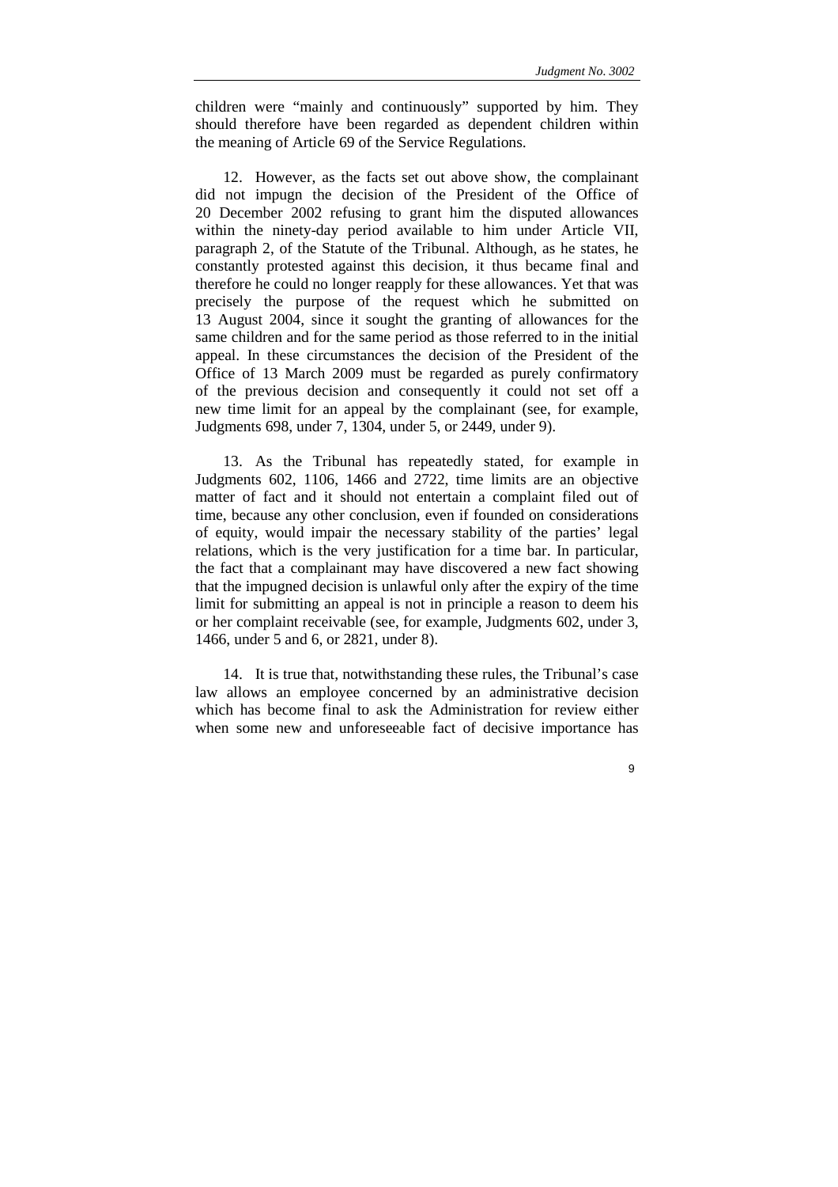children were "mainly and continuously" supported by him. They should therefore have been regarded as dependent children within the meaning of Article 69 of the Service Regulations.

12. However, as the facts set out above show, the complainant did not impugn the decision of the President of the Office of 20 December 2002 refusing to grant him the disputed allowances within the ninety-day period available to him under Article VII, paragraph 2, of the Statute of the Tribunal. Although, as he states, he constantly protested against this decision, it thus became final and therefore he could no longer reapply for these allowances. Yet that was precisely the purpose of the request which he submitted on 13 August 2004, since it sought the granting of allowances for the same children and for the same period as those referred to in the initial appeal. In these circumstances the decision of the President of the Office of 13 March 2009 must be regarded as purely confirmatory of the previous decision and consequently it could not set off a new time limit for an appeal by the complainant (see, for example, Judgments 698, under 7, 1304, under 5, or 2449, under 9).

13. As the Tribunal has repeatedly stated, for example in Judgments 602, 1106, 1466 and 2722, time limits are an objective matter of fact and it should not entertain a complaint filed out of time, because any other conclusion, even if founded on considerations of equity, would impair the necessary stability of the parties' legal relations, which is the very justification for a time bar. In particular, the fact that a complainant may have discovered a new fact showing that the impugned decision is unlawful only after the expiry of the time limit for submitting an appeal is not in principle a reason to deem his or her complaint receivable (see, for example, Judgments 602, under 3, 1466, under 5 and 6, or 2821, under 8).

14. It is true that, notwithstanding these rules, the Tribunal's case law allows an employee concerned by an administrative decision which has become final to ask the Administration for review either when some new and unforeseeable fact of decisive importance has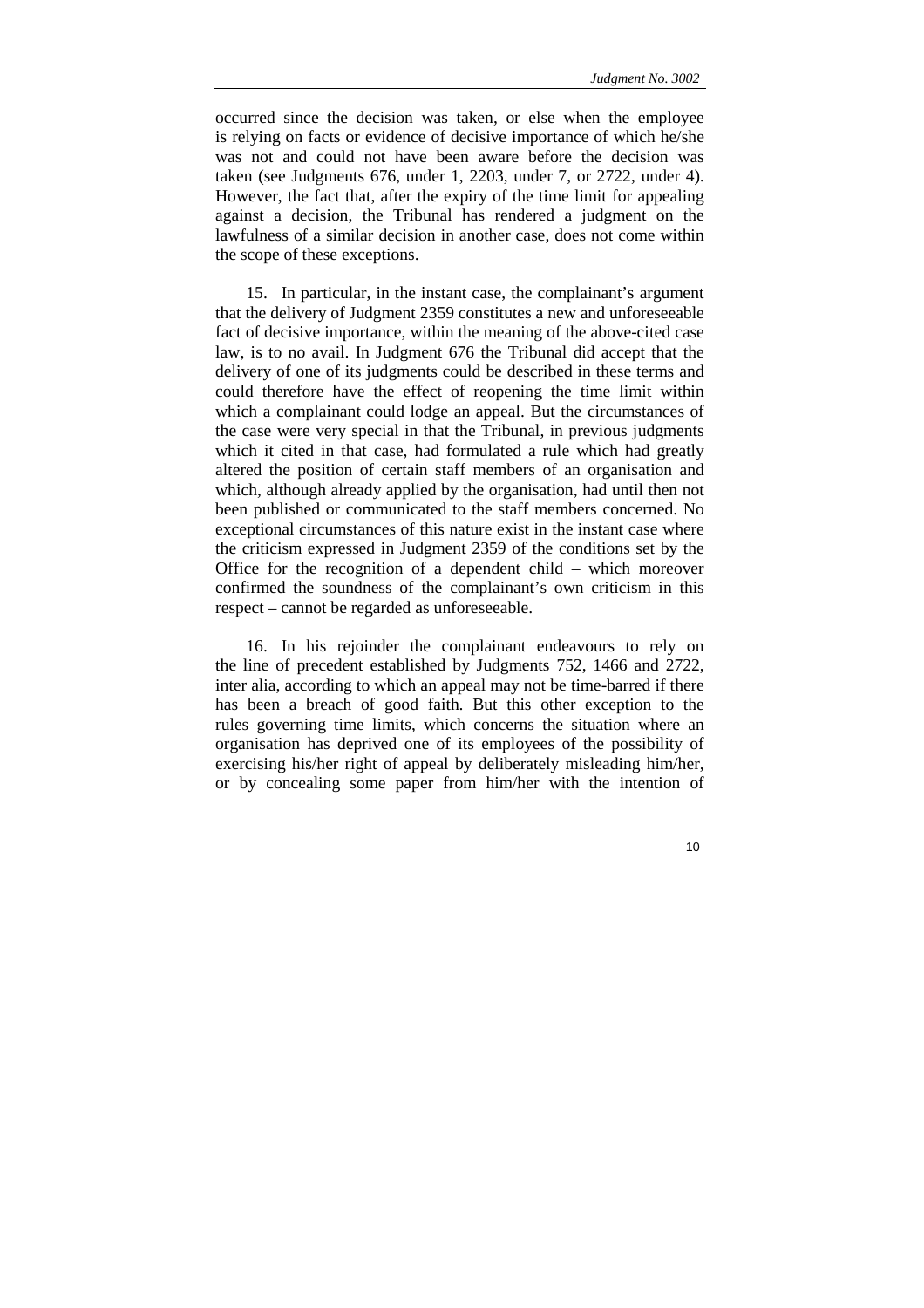occurred since the decision was taken, or else when the employee is relying on facts or evidence of decisive importance of which he/she was not and could not have been aware before the decision was taken (see Judgments 676, under 1, 2203, under 7, or 2722, under 4). However, the fact that, after the expiry of the time limit for appealing against a decision, the Tribunal has rendered a judgment on the lawfulness of a similar decision in another case, does not come within the scope of these exceptions.

15. In particular, in the instant case, the complainant's argument that the delivery of Judgment 2359 constitutes a new and unforeseeable fact of decisive importance, within the meaning of the above-cited case law, is to no avail. In Judgment 676 the Tribunal did accept that the delivery of one of its judgments could be described in these terms and could therefore have the effect of reopening the time limit within which a complainant could lodge an appeal. But the circumstances of the case were very special in that the Tribunal, in previous judgments which it cited in that case, had formulated a rule which had greatly altered the position of certain staff members of an organisation and which, although already applied by the organisation, had until then not been published or communicated to the staff members concerned. No exceptional circumstances of this nature exist in the instant case where the criticism expressed in Judgment 2359 of the conditions set by the Office for the recognition of a dependent child – which moreover confirmed the soundness of the complainant's own criticism in this respect – cannot be regarded as unforeseeable.

16. In his rejoinder the complainant endeavours to rely on the line of precedent established by Judgments 752, 1466 and 2722, inter alia, according to which an appeal may not be time-barred if there has been a breach of good faith. But this other exception to the rules governing time limits, which concerns the situation where an organisation has deprived one of its employees of the possibility of exercising his/her right of appeal by deliberately misleading him/her, or by concealing some paper from him/her with the intention of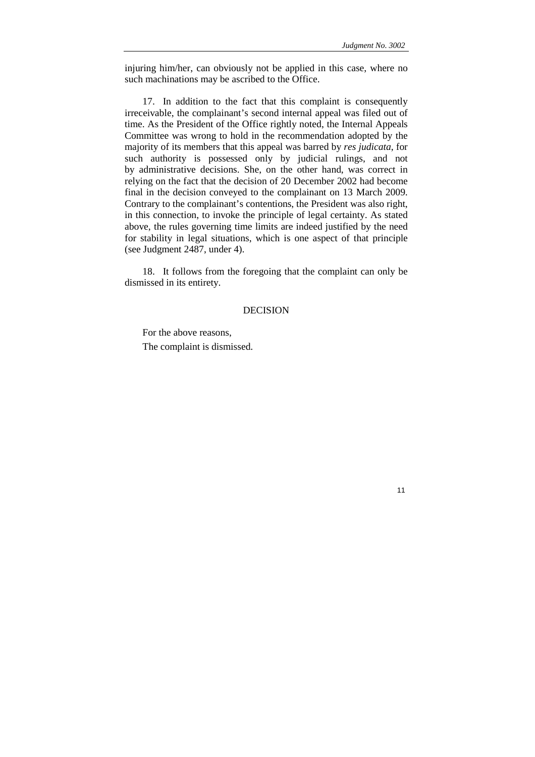injuring him/her, can obviously not be applied in this case, where no such machinations may be ascribed to the Office.

17. In addition to the fact that this complaint is consequently irreceivable, the complainant's second internal appeal was filed out of time. As the President of the Office rightly noted, the Internal Appeals Committee was wrong to hold in the recommendation adopted by the majority of its members that this appeal was barred by *res judicata*, for such authority is possessed only by judicial rulings, and not by administrative decisions. She, on the other hand, was correct in relying on the fact that the decision of 20 December 2002 had become final in the decision conveyed to the complainant on 13 March 2009. Contrary to the complainant's contentions, the President was also right, in this connection, to invoke the principle of legal certainty. As stated above, the rules governing time limits are indeed justified by the need for stability in legal situations, which is one aspect of that principle (see Judgment 2487, under 4).

18. It follows from the foregoing that the complaint can only be dismissed in its entirety.

DECISION

For the above reasons,

The complaint is dismissed.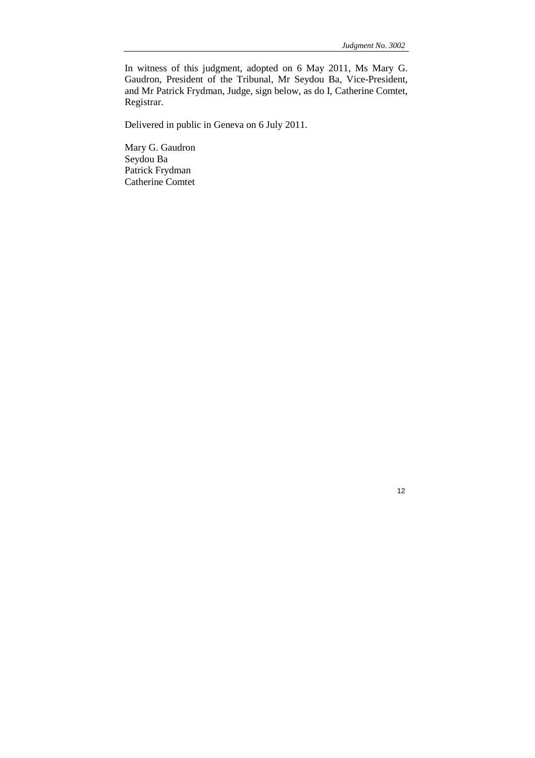In witness of this judgment, adopted on 6 May 2011, Ms Mary G. Gaudron, President of the Tribunal, Mr Seydou Ba, Vice-President, and Mr Patrick Frydman, Judge, sign below, as do I, Catherine Comtet, Registrar.

Delivered in public in Geneva on 6 July 2011.

Mary G. Gaudron
Seydou Ba
Patrick Frydman
Catherine Comtet